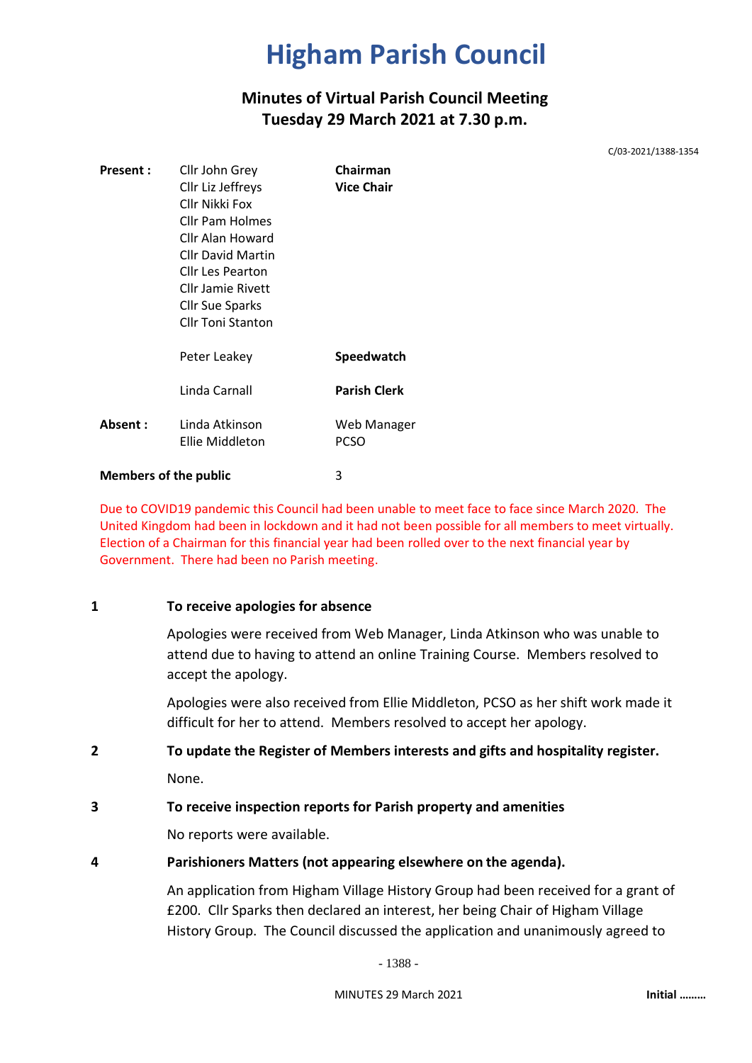# Higham Parish Council

## Minutes of Virtual Parish Council Meeting
## Tuesday 29 March 2021 at 7.30 p.m.

C/03-2021/1388-1354

| | | |
|---|---|---|
| **Present :** | Cllr John Grey | **Chairman** |
| | Cllr Liz Jeffreys | **Vice Chair** |
| | Cllr Nikki Fox | |
| | Cllr Pam Holmes | |
| | Cllr Alan Howard | |
| | Cllr David Martin | |
| | Cllr Les Pearton | |
| | Cllr Jamie Rivett | |
| | Cllr Sue Sparks | |
| | Cllr Toni Stanton | |
| | Peter Leakey | **Speedwatch** |
| | Linda Carnall | **Parish Clerk** |
| **Absent :** | Linda Atkinson | Web Manager |
| | Ellie Middleton | PCSO |
| **Members of the public** | | 3 |

Due to COVID19 pandemic this Council had been unable to meet face to face since March 2020. The United Kingdom had been in lockdown and it had not been possible for all members to meet virtually. Election of a Chairman for this financial year had been rolled over to the next financial year by Government. There had been no Parish meeting.

**1 To receive apologies for absence**

Apologies were received from Web Manager, Linda Atkinson who was unable to attend due to having to attend an online Training Course. Members resolved to accept the apology.

Apologies were also received from Ellie Middleton, PCSO as her shift work made it difficult for her to attend. Members resolved to accept her apology.

**2 To update the Register of Members interests and gifts and hospitality register.**

None.

**3 To receive inspection reports for Parish property and amenities**

No reports were available.

**4 Parishioners Matters (not appearing elsewhere on the agenda).**

An application from Higham Village History Group had been received for a grant of £200. Cllr Sparks then declared an interest, her being Chair of Higham Village History Group. The Council discussed the application and unanimously agreed to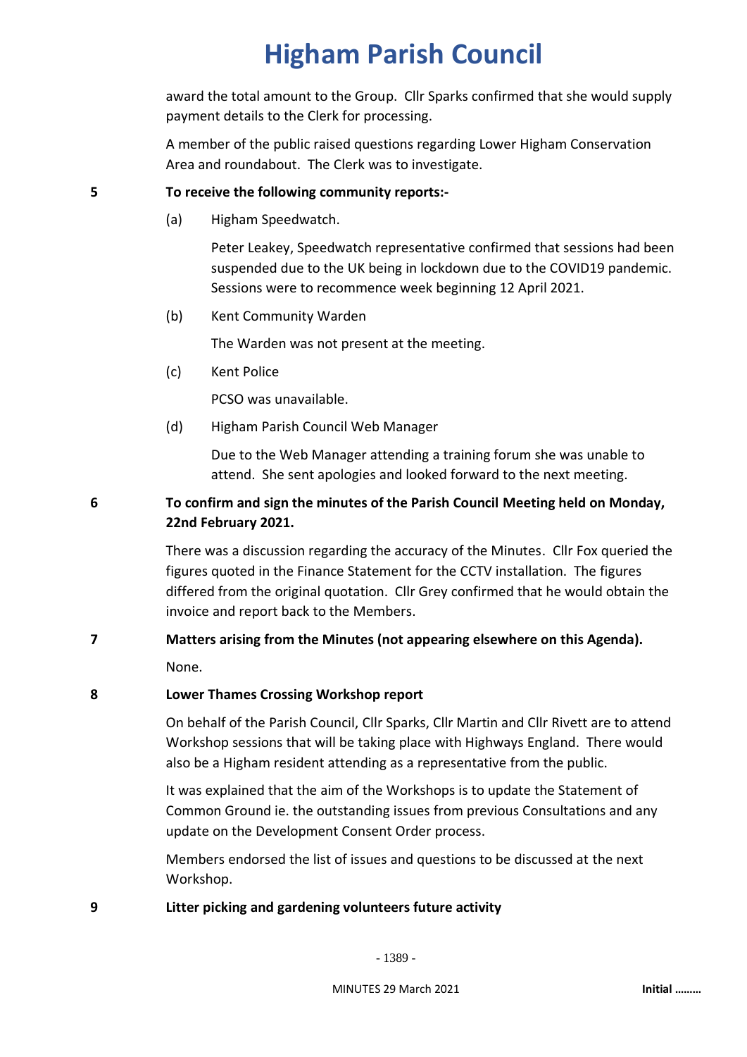award the total amount to the Group. Cllr Sparks confirmed that she would supply payment details to the Clerk for processing.

A member of the public raised questions regarding Lower Higham Conservation Area and roundabout. The Clerk was to investigate.

**5 To receive the following community reports:-**

(a) Higham Speedwatch.

Peter Leakey, Speedwatch representative confirmed that sessions had been suspended due to the UK being in lockdown due to the COVID19 pandemic. Sessions were to recommence week beginning 12 April 2021.

(b) Kent Community Warden

The Warden was not present at the meeting.

(c) Kent Police

PCSO was unavailable.

(d) Higham Parish Council Web Manager

Due to the Web Manager attending a training forum she was unable to attend. She sent apologies and looked forward to the next meeting.

**6 To confirm and sign the minutes of the Parish Council Meeting held on Monday, 22nd February 2021.**

There was a discussion regarding the accuracy of the Minutes. Cllr Fox queried the figures quoted in the Finance Statement for the CCTV installation. The figures differed from the original quotation. Cllr Grey confirmed that he would obtain the invoice and report back to the Members.

**7 Matters arising from the Minutes (not appearing elsewhere on this Agenda).**

None.

**8 Lower Thames Crossing Workshop report**

On behalf of the Parish Council, Cllr Sparks, Cllr Martin and Cllr Rivett are to attend Workshop sessions that will be taking place with Highways England. There would also be a Higham resident attending as a representative from the public.

It was explained that the aim of the Workshops is to update the Statement of Common Ground ie. the outstanding issues from previous Consultations and any update on the Development Consent Order process.

Members endorsed the list of issues and questions to be discussed at the next Workshop.

**9 Litter picking and gardening volunteers future activity**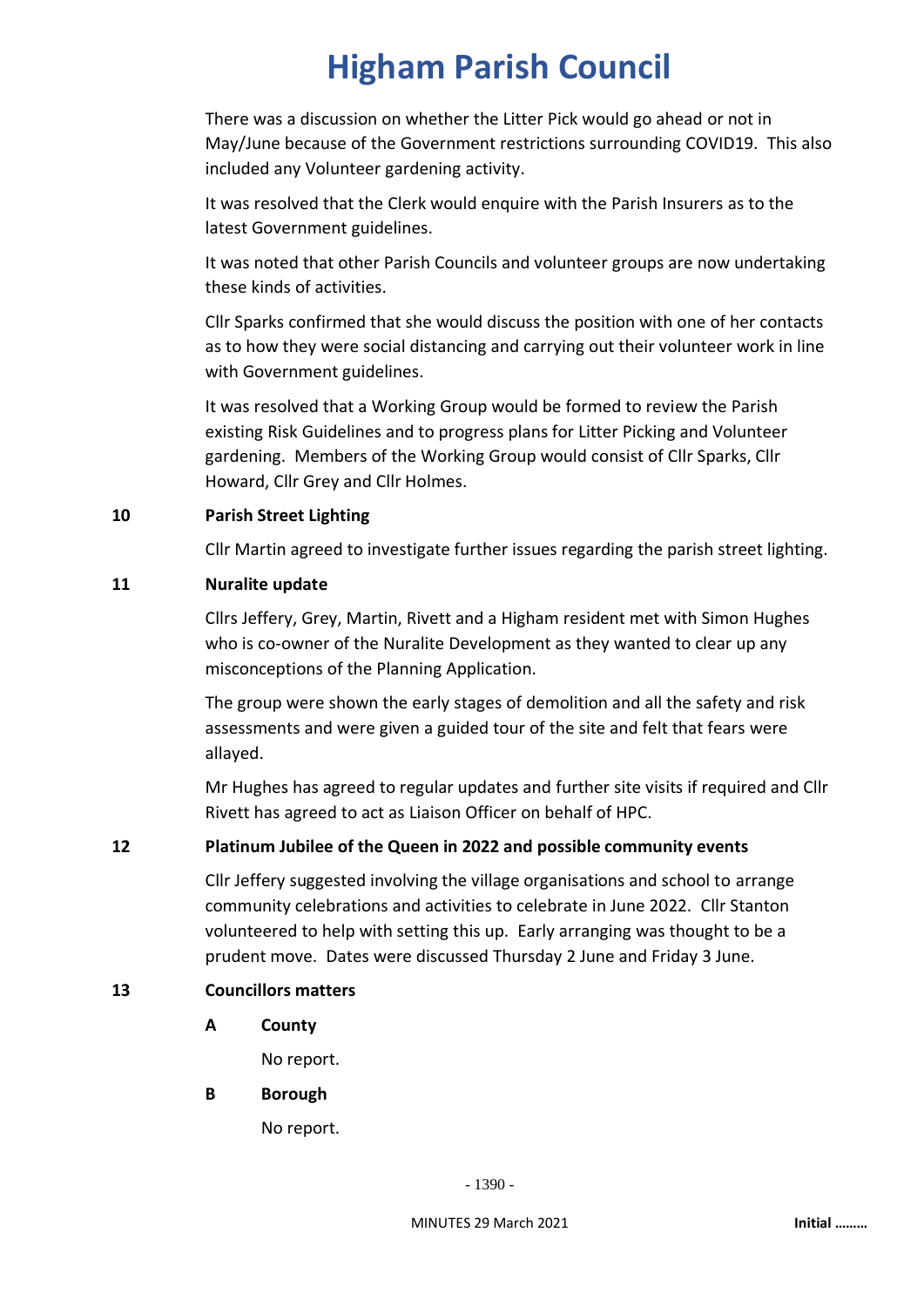There was a discussion on whether the Litter Pick would go ahead or not in May/June because of the Government restrictions surrounding COVID19. This also included any Volunteer gardening activity.

It was resolved that the Clerk would enquire with the Parish Insurers as to the latest Government guidelines.

It was noted that other Parish Councils and volunteer groups are now undertaking these kinds of activities.

Cllr Sparks confirmed that she would discuss the position with one of her contacts as to how they were social distancing and carrying out their volunteer work in line with Government guidelines.

It was resolved that a Working Group would be formed to review the Parish existing Risk Guidelines and to progress plans for Litter Picking and Volunteer gardening. Members of the Working Group would consist of Cllr Sparks, Cllr Howard, Cllr Grey and Cllr Holmes.

## 10 Parish Street Lighting

Cllr Martin agreed to investigate further issues regarding the parish street lighting.

## 11 Nuralite update

Cllrs Jeffery, Grey, Martin, Rivett and a Higham resident met with Simon Hughes who is co-owner of the Nuralite Development as they wanted to clear up any misconceptions of the Planning Application.

The group were shown the early stages of demolition and all the safety and risk assessments and were given a guided tour of the site and felt that fears were allayed.

Mr Hughes has agreed to regular updates and further site visits if required and Cllr Rivett has agreed to act as Liaison Officer on behalf of HPC.

## 12 Platinum Jubilee of the Queen in 2022 and possible community events

Cllr Jeffery suggested involving the village organisations and school to arrange community celebrations and activities to celebrate in June 2022. Cllr Stanton volunteered to help with setting this up. Early arranging was thought to be a prudent move. Dates were discussed Thursday 2 June and Friday 3 June.

## 13 Councillors matters

### A County

No report.

### B Borough

No report.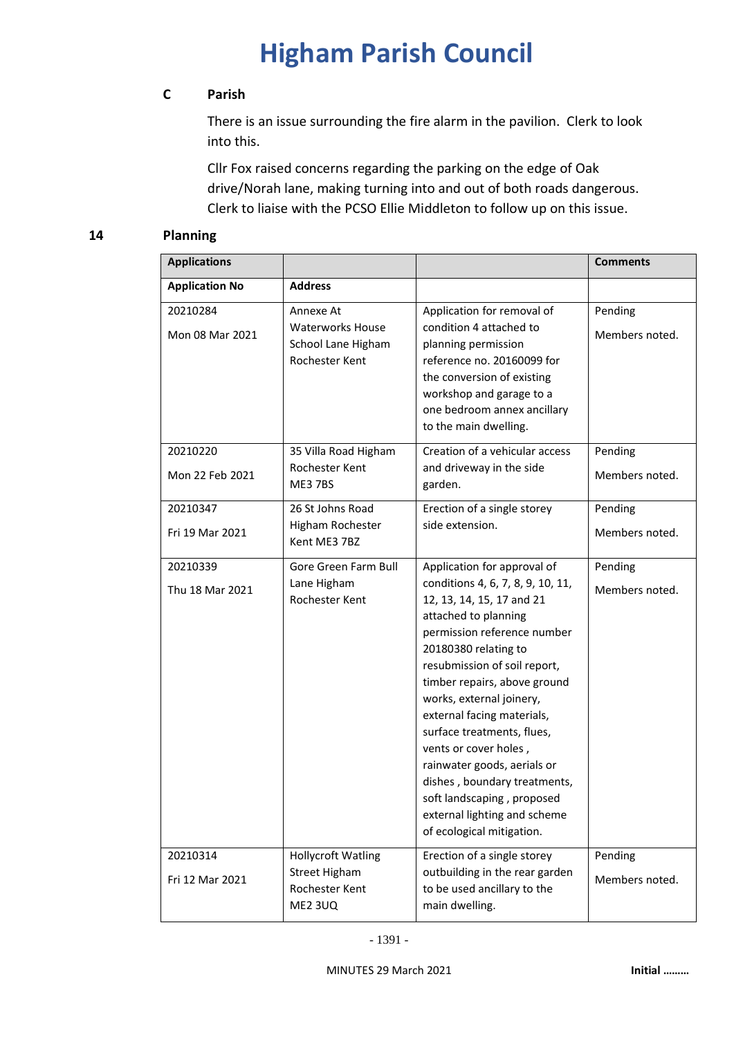# Higham Parish Council

### C Parish

There is an issue surrounding the fire alarm in the pavilion. Clerk to look into this.

Cllr Fox raised concerns regarding the parking on the edge of Oak drive/Norah lane, making turning into and out of both roads dangerous. Clerk to liaise with the PCSO Ellie Middleton to follow up on this issue.

## 14 Planning

| Applications | | | Comments |
|---|---|---|---|
| **Application No** | **Address** | | |
| 20210284<br><br>Mon 08 Mar 2021 | Annexe At Waterworks House School Lane Higham Rochester Kent | Application for removal of condition 4 attached to planning permission reference no. 20160099 for the conversion of existing workshop and garage to a one bedroom annex ancillary to the main dwelling. | Pending<br><br>Members noted. |
| 20210220<br><br>Mon 22 Feb 2021 | 35 Villa Road Higham Rochester Kent ME3 7BS | Creation of a vehicular access and driveway in the side garden. | Pending<br><br>Members noted. |
| 20210347<br><br>Fri 19 Mar 2021 | 26 St Johns Road Higham Rochester Kent ME3 7BZ | Erection of a single storey side extension. | Pending<br><br>Members noted. |
| 20210339<br><br>Thu 18 Mar 2021 | Gore Green Farm Bull Lane Higham Rochester Kent | Application for approval of conditions 4, 6, 7, 8, 9, 10, 11, 12, 13, 14, 15, 17 and 21 attached to planning permission reference number 20180380 relating to resubmission of soil report, timber repairs, above ground works, external joinery, external facing materials, surface treatments, flues, vents or cover holes , rainwater goods, aerials or dishes , boundary treatments, soft landscaping , proposed external lighting and scheme of ecological mitigation. | Pending<br><br>Members noted. |
| 20210314<br><br>Fri 12 Mar 2021 | Hollycroft Watling Street Higham Rochester Kent ME2 3UQ | Erection of a single storey outbuilding in the rear garden to be used ancillary to the main dwelling. | Pending<br><br>Members noted. |

MINUTES 29 March 2021 **Initial ………**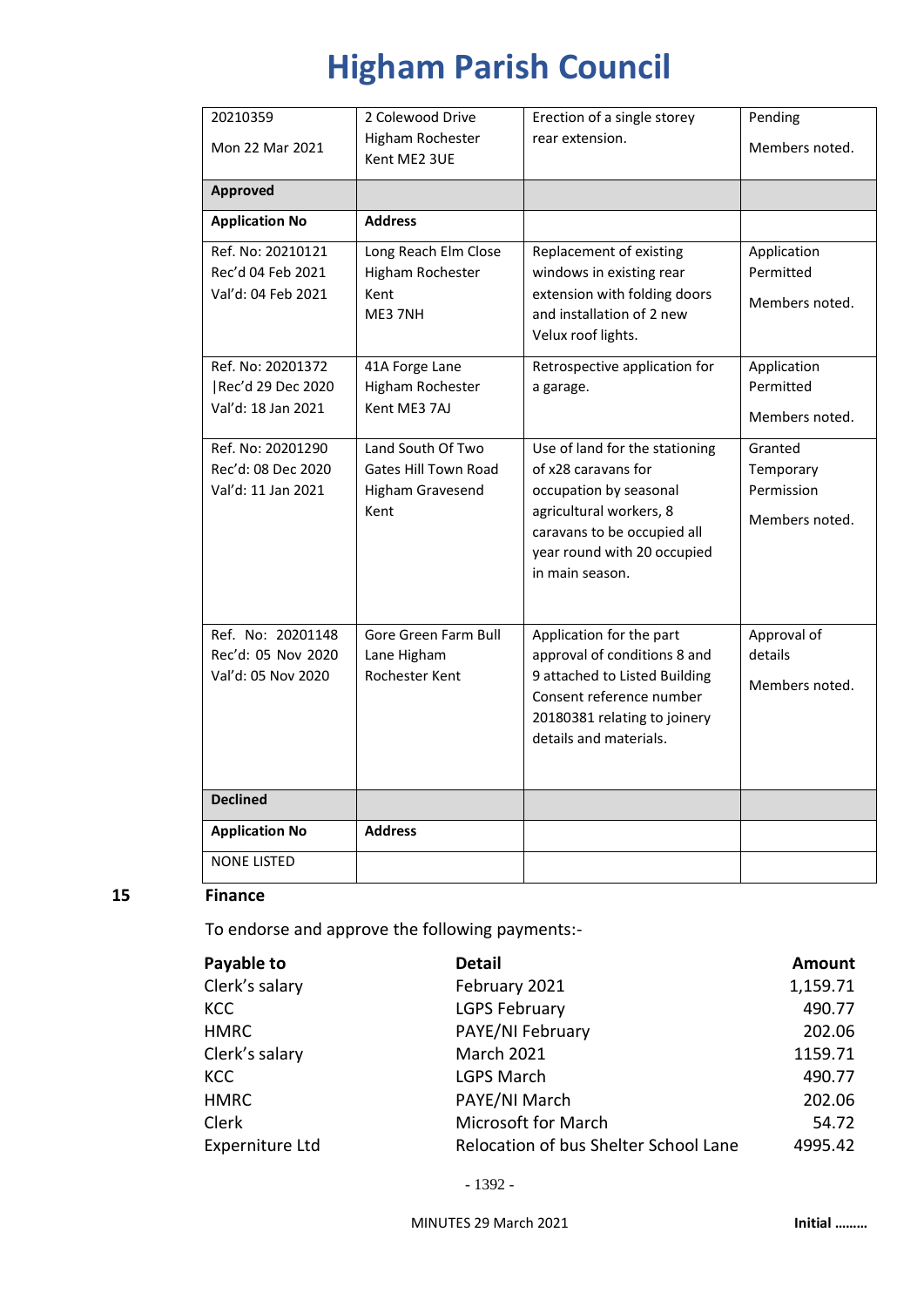| | | | |
|---|---|---|---|
| 20210359<br><br>Mon 22 Mar 2021 | 2 Colewood Drive Higham Rochester Kent ME2 3UE | Erection of a single storey rear extension. | Pending<br><br>Members noted. |
| **Approved** | | | |
| **Application No** | **Address** | | |
| Ref. No: 20210121<br>Rec'd 04 Feb 2021<br>Val'd: 04 Feb 2021 | Long Reach Elm Close Higham Rochester Kent ME3 7NH | Replacement of existing windows in existing rear extension with folding doors and installation of 2 new Velux roof lights. | Application Permitted<br><br>Members noted. |
| Ref. No: 20201372<br>\|Rec'd 29 Dec 2020<br>Val'd: 18 Jan 2021 | 41A Forge Lane Higham Rochester Kent ME3 7AJ | Retrospective application for a garage. | Application Permitted<br><br>Members noted. |
| Ref. No: 20201290<br>Rec'd: 08 Dec 2020<br>Val'd: 11 Jan 2021 | Land South Of Two Gates Hill Town Road Higham Gravesend Kent | Use of land for the stationing of x28 caravans for occupation by seasonal agricultural workers, 8 caravans to be occupied all year round with 20 occupied in main season. | Granted Temporary Permission<br><br>Members noted. |
| Ref. No: 20201148<br>Rec'd: 05 Nov 2020<br>Val'd: 05 Nov 2020 | Gore Green Farm Bull Lane Higham Rochester Kent | Application for the part approval of conditions 8 and 9 attached to Listed Building Consent reference number 20180381 relating to joinery details and materials. | Approval of details<br><br>Members noted. |
| **Declined** | | | |
| **Application No** | **Address** | | |
| NONE LISTED | | | |

**15 Finance**

To endorse and approve the following payments:-

| Payable to | Detail | Amount |
|---|---|---|
| Clerk's salary | February 2021 | 1,159.71 |
| KCC | LGPS February | 490.77 |
| HMRC | PAYE/NI February | 202.06 |
| Clerk's salary | March 2021 | 1159.71 |
| KCC | LGPS March | 490.77 |
| HMRC | PAYE/NI March | 202.06 |
| Clerk | Microsoft for March | 54.72 |
| Experniture Ltd | Relocation of bus Shelter School Lane | 4995.42 |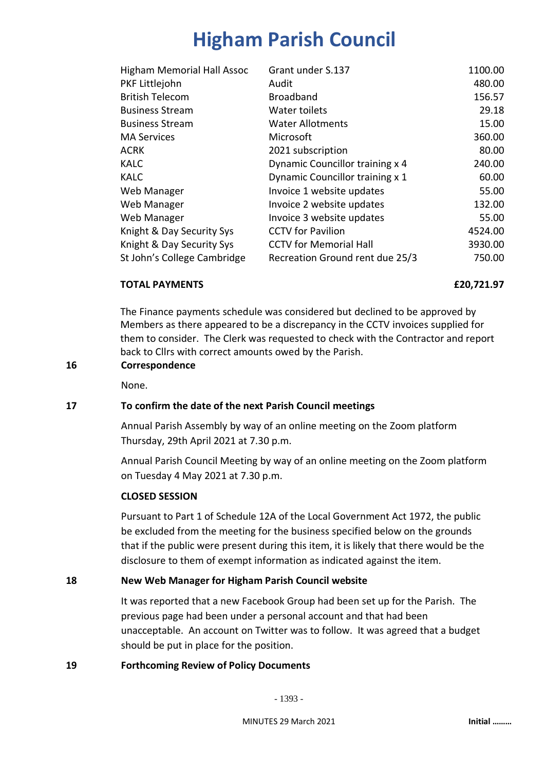# Higham Parish Council

| | | |
|---|---|---|
| Higham Memorial Hall Assoc | Grant under S.137 | 1100.00 |
| PKF Littlejohn | Audit | 480.00 |
| British Telecom | Broadband | 156.57 |
| Business Stream | Water toilets | 29.18 |
| Business Stream | Water Allotments | 15.00 |
| MA Services | Microsoft | 360.00 |
| ACRK | 2021 subscription | 80.00 |
| KALC | Dynamic Councillor training x 4 | 240.00 |
| KALC | Dynamic Councillor training x 1 | 60.00 |
| Web Manager | Invoice 1 website updates | 55.00 |
| Web Manager | Invoice 2 website updates | 132.00 |
| Web Manager | Invoice 3 website updates | 55.00 |
| Knight & Day Security Sys | CCTV for Pavilion | 4524.00 |
| Knight & Day Security Sys | CCTV for Memorial Hall | 3930.00 |
| St John's College Cambridge | Recreation Ground rent due 25/3 | 750.00 |

**TOTAL PAYMENTS** **£20,721.97**

The Finance payments schedule was considered but declined to be approved by Members as there appeared to be a discrepancy in the CCTV invoices supplied for them to consider. The Clerk was requested to check with the Contractor and report back to Cllrs with correct amounts owed by the Parish.

**16 Correspondence**

None.

**17 To confirm the date of the next Parish Council meetings**

Annual Parish Assembly by way of an online meeting on the Zoom platform Thursday, 29th April 2021 at 7.30 p.m.

Annual Parish Council Meeting by way of an online meeting on the Zoom platform on Tuesday 4 May 2021 at 7.30 p.m.

**CLOSED SESSION**

Pursuant to Part 1 of Schedule 12A of the Local Government Act 1972, the public be excluded from the meeting for the business specified below on the grounds that if the public were present during this item, it is likely that there would be the disclosure to them of exempt information as indicated against the item.

**18 New Web Manager for Higham Parish Council website**

It was reported that a new Facebook Group had been set up for the Parish. The previous page had been under a personal account and that had been unacceptable. An account on Twitter was to follow. It was agreed that a budget should be put in place for the position.

**19 Forthcoming Review of Policy Documents**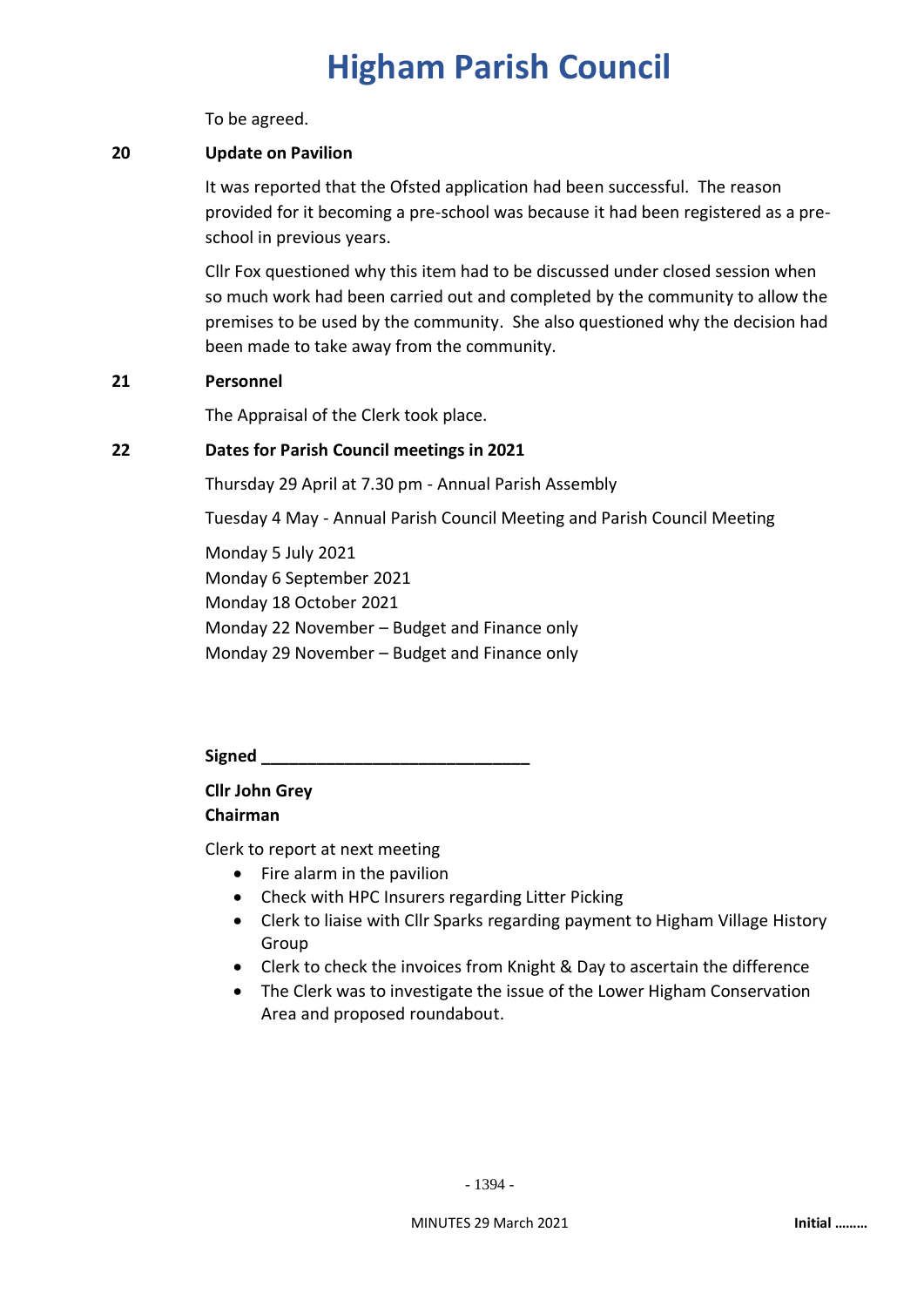To be agreed.

**20 Update on Pavilion**

It was reported that the Ofsted application had been successful. The reason provided for it becoming a pre-school was because it had been registered as a pre-school in previous years.

Cllr Fox questioned why this item had to be discussed under closed session when so much work had been carried out and completed by the community to allow the premises to be used by the community. She also questioned why the decision had been made to take away from the community.

**21 Personnel**

The Appraisal of the Clerk took place.

**22 Dates for Parish Council meetings in 2021**

Thursday 29 April at 7.30 pm - Annual Parish Assembly

Tuesday 4 May - Annual Parish Council Meeting and Parish Council Meeting

Monday 5 July 2021
Monday 6 September 2021
Monday 18 October 2021
Monday 22 November – Budget and Finance only
Monday 29 November – Budget and Finance only

**Signed \_\_\_\_\_\_\_\_\_\_\_\_\_\_\_\_\_\_\_\_\_\_\_\_\_\_\_\_\_\_**

**Cllr John Grey**
**Chairman**

Clerk to report at next meeting

- Fire alarm in the pavilion
- Check with HPC Insurers regarding Litter Picking
- Clerk to liaise with Cllr Sparks regarding payment to Higham Village History Group
- Clerk to check the invoices from Knight & Day to ascertain the difference
- The Clerk was to investigate the issue of the Lower Higham Conservation Area and proposed roundabout.

MINUTES 29 March 2021 **Initial ………**